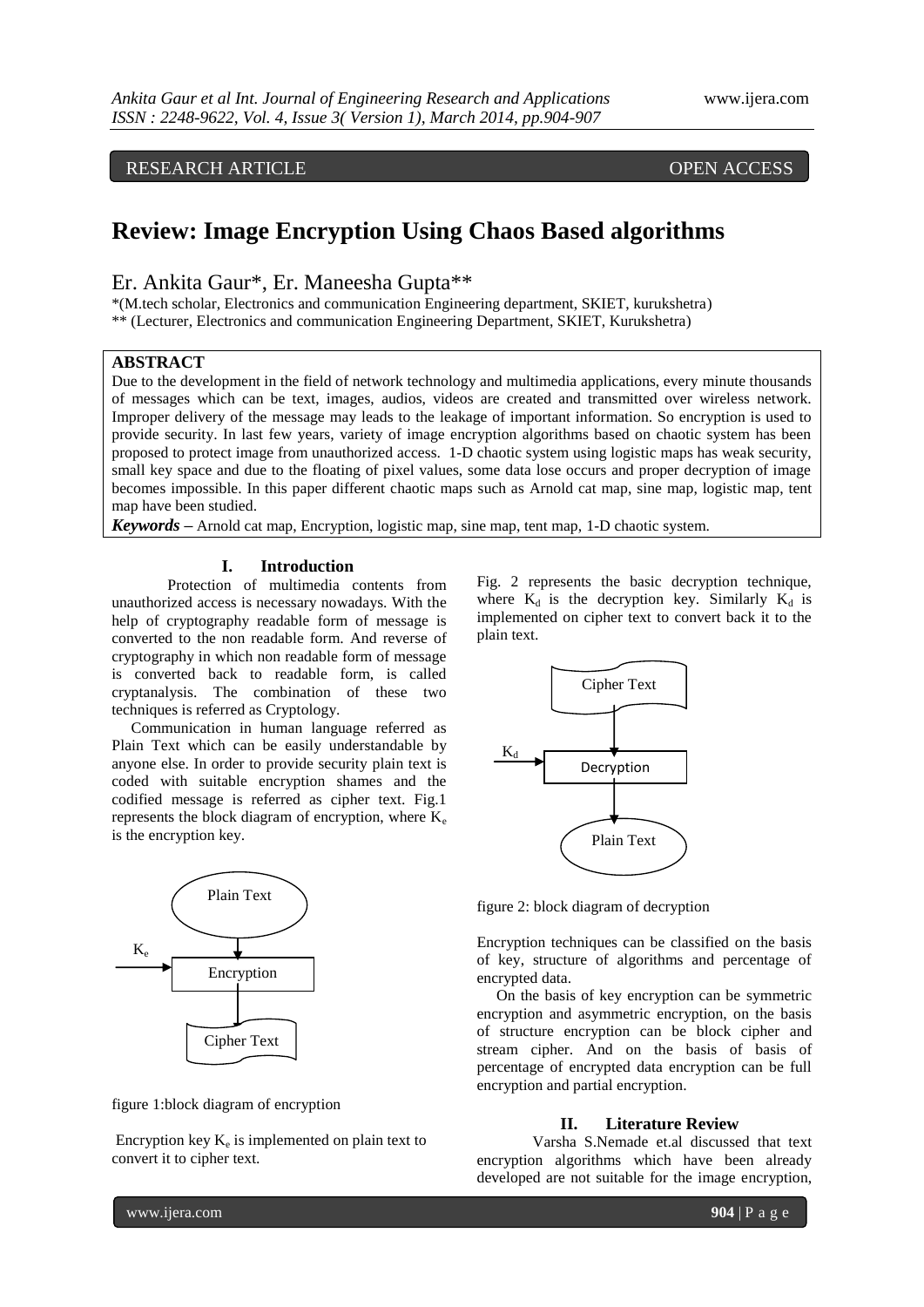RESEARCH ARTICLE OPEN ACCESS

# Review: Image Encryption Using Chaos Based algorithms

Er. Ankita Gaur*, Er. Maneesha Gupta**

*(M.tech scholar, Electronics and communication Engineering department, SKIET, kurukshetra)
** (Lecturer, Electronics and communication Engineering Department, SKIET, Kurukshetra)

## ABSTRACT

Due to the development in the field of network technology and multimedia applications, every minute thousands of messages which can be text, images, audios, videos are created and transmitted over wireless network. Improper delivery of the message may leads to the leakage of important information. So encryption is used to provide security. In last few years, variety of image encryption algorithms based on chaotic system has been proposed to protect image from unauthorized access. 1-D chaotic system using logistic maps has weak security, small key space and due to the floating of pixel values, some data lose occurs and proper decryption of image becomes impossible. In this paper different chaotic maps such as Arnold cat map, sine map, logistic map, tent map have been studied.

***Keywords*** – Arnold cat map, Encryption, logistic map, sine map, tent map, 1-D chaotic system.

## I. Introduction

Protection of multimedia contents from unauthorized access is necessary nowadays. With the help of cryptography readable form of message is converted to the non readable form. And reverse of cryptography in which non readable form of message is converted back to readable form, is called cryptanalysis. The combination of these two techniques is referred as Cryptology.

Communication in human language referred as Plain Text which can be easily understandable by anyone else. In order to provide security plain text is coded with suitable encryption shames and the codified message is referred as cipher text. Fig.1 represents the block diagram of encryption, where $K_e$ is the encryption key.

figure 1:block diagram of encryption

Encryption key $K_e$ is implemented on plain text to convert it to cipher text.

Fig. 2 represents the basic decryption technique, where $K_d$ is the decryption key. Similarly $K_d$ is implemented on cipher text to convert back it to the plain text.

figure 2: block diagram of decryption

Encryption techniques can be classified on the basis of key, structure of algorithms and percentage of encrypted data.

On the basis of key encryption can be symmetric encryption and asymmetric encryption, on the basis of structure encryption can be block cipher and stream cipher. And on the basis of basis of percentage of encrypted data encryption can be full encryption and partial encryption.

## II. Literature Review

Varsha S.Nemade et.al discussed that text encryption algorithms which have been already developed are not suitable for the image encryption,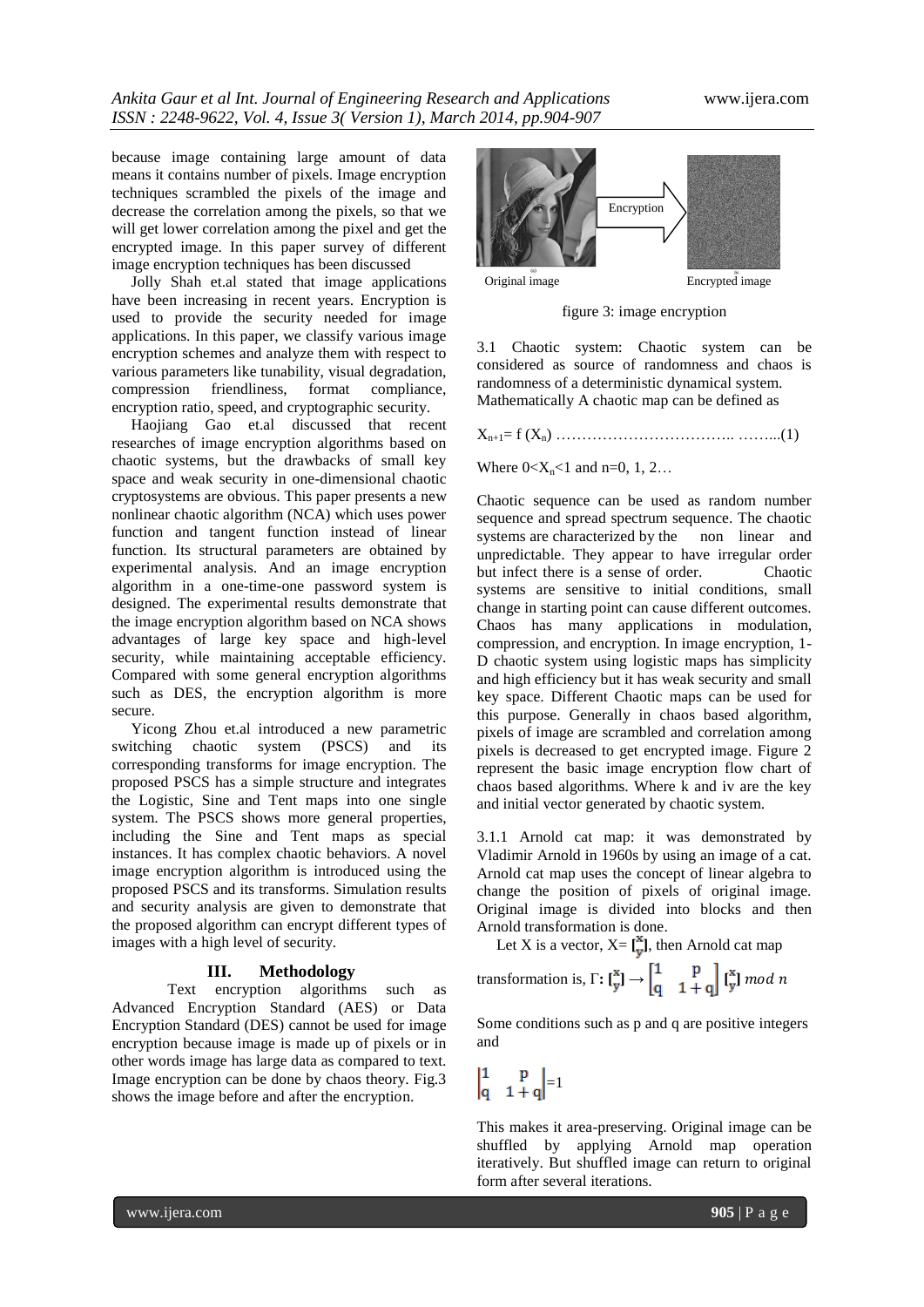because image containing large amount of data means it contains number of pixels. Image encryption techniques scrambled the pixels of the image and decrease the correlation among the pixels, so that we will get lower correlation among the pixel and get the encrypted image. In this paper survey of different image encryption techniques has been discussed

Jolly Shah et.al stated that image applications have been increasing in recent years. Encryption is used to provide the security needed for image applications. In this paper, we classify various image encryption schemes and analyze them with respect to various parameters like tunability, visual degradation, compression friendliness, format compliance, encryption ratio, speed, and cryptographic security.

Haojiang Gao et.al discussed that recent researches of image encryption algorithms based on chaotic systems, but the drawbacks of small key space and weak security in one-dimensional chaotic cryptosystems are obvious. This paper presents a new nonlinear chaotic algorithm (NCA) which uses power function and tangent function instead of linear function. Its structural parameters are obtained by experimental analysis. And an image encryption algorithm in a one-time-one password system is designed. The experimental results demonstrate that the image encryption algorithm based on NCA shows advantages of large key space and high-level security, while maintaining acceptable efficiency. Compared with some general encryption algorithms such as DES, the encryption algorithm is more secure.

Yicong Zhou et.al introduced a new parametric switching chaotic system (PSCS) and its corresponding transforms for image encryption. The proposed PSCS has a simple structure and integrates the Logistic, Sine and Tent maps into one single system. The PSCS shows more general properties, including the Sine and Tent maps as special instances. It has complex chaotic behaviors. A novel image encryption algorithm is introduced using the proposed PSCS and its transforms. Simulation results and security analysis are given to demonstrate that the proposed algorithm can encrypt different types of images with a high level of security.

## III. Methodology

Text encryption algorithms such as Advanced Encryption Standard (AES) or Data Encryption Standard (DES) cannot be used for image encryption because image is made up of pixels or in other words image has large data as compared to text. Image encryption can be done by chaos theory. Fig.3 shows the image before and after the encryption.

Original image — Encryption → Encrypted image

figure 3: image encryption

3.1 Chaotic system: Chaotic system can be considered as source of randomness and chaos is randomness of a deterministic dynamical system. Mathematically A chaotic map can be defined as

$$X_{n+1} = f(X_n) \quad \text{……………………………….. ……...(1)}$$

Where $0 < X_n < 1$ and n=0, 1, 2…

Chaotic sequence can be used as random number sequence and spread spectrum sequence. The chaotic systems are characterized by the non linear and unpredictable. They appear to have irregular order but infect there is a sense of order. Chaotic systems are sensitive to initial conditions, small change in starting point can cause different outcomes. Chaos has many applications in modulation, compression, and encryption. In image encryption, 1-D chaotic system using logistic maps has simplicity and high efficiency but it has weak security and small key space. Different Chaotic maps can be used for this purpose. Generally in chaos based algorithm, pixels of image are scrambled and correlation among pixels is decreased to get encrypted image. Figure 2 represent the basic image encryption flow chart of chaos based algorithms. Where k and iv are the key and initial vector generated by chaotic system.

3.1.1 Arnold cat map: it was demonstrated by Vladimir Arnold in 1960s by using an image of a cat. Arnold cat map uses the concept of linear algebra to change the position of pixels of original image. Original image is divided into blocks and then Arnold transformation is done.

Let X is a vector, $X = \begin{bmatrix} x \\ y \end{bmatrix}$, then Arnold cat map transformation is, $\Gamma: \begin{bmatrix} x \\ y \end{bmatrix} \rightarrow \begin{bmatrix} 1 & p \\ q & 1+q \end{bmatrix} \begin{bmatrix} x \\ y \end{bmatrix} \bmod n$

Some conditions such as p and q are positive integers and

$$\begin{vmatrix} 1 & p \\ q & 1+q \end{vmatrix} = 1$$

This makes it area-preserving. Original image can be shuffled by applying Arnold map operation iteratively. But shuffled image can return to original form after several iterations.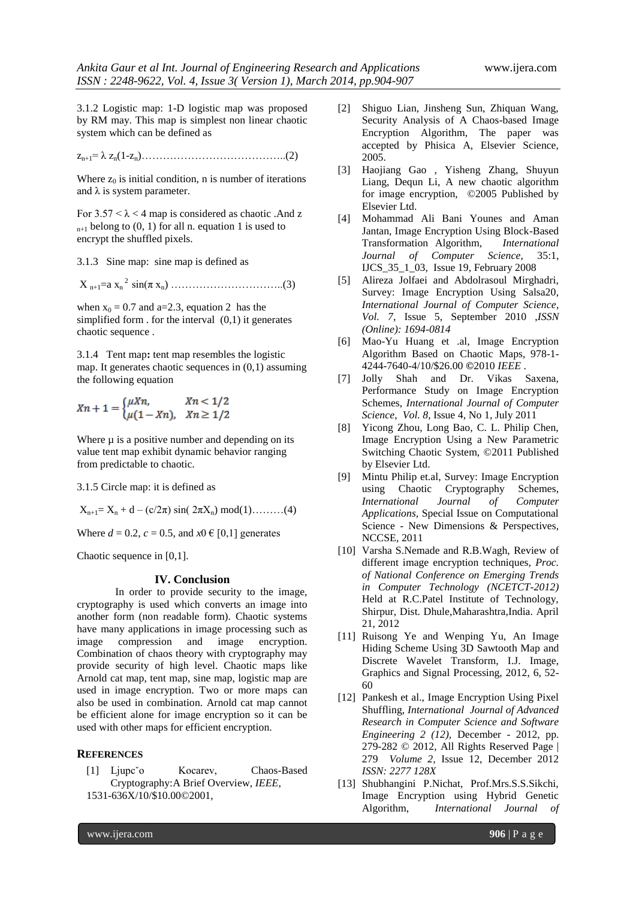3.1.2 Logistic map: 1-D logistic map was proposed by RM may. This map is simplest non linear chaotic system which can be defined as

$z_{n+1}= \lambda\, z_n(1-z_n)$…………………………………..(2)

Where $z_0$ is initial condition, n is number of iterations and $\lambda$ is system parameter.

For $3.57 < \lambda < 4$ map is considered as chaotic .And $z_{n+1}$ belong to (0, 1) for all n. equation 1 is used to encrypt the shuffled pixels.

3.1.3 Sine map: sine map is defined as

$X_{n+1}=a\, x_n^{\,2} \sin(\pi\, x_n)$ …………………………..(3)

when $x_0 = 0.7$ and a=2.3, equation 2 has the simplified form . for the interval (0,1) it generates chaotic sequence .

3.1.4 Tent map**:** tent map resembles the logistic map. It generates chaotic sequences in (0,1) assuming the following equation

$$Xn+1=\begin{cases}\mu Xn, & Xn<1/2\\ \mu(1-Xn), & Xn\geq 1/2\end{cases}$$

Where µ is a positive number and depending on its value tent map exhibit dynamic behavior ranging from predictable to chaotic.

3.1.5 Circle map: it is defined as

$X_{n+1}= X_n + d - (c/2\pi)\sin(2\pi X_n) \bmod(1)$………(4)

Where $d = 0.2$, $c = 0.5$, and $x0 \in [0,1]$ generates

Chaotic sequence in [0,1].

## IV. Conclusion

In order to provide security to the image, cryptography is used which converts an image into another form (non readable form). Chaotic systems have many applications in image processing such as image compression and image encryption. Combination of chaos theory with cryptography may provide security of high level. Chaotic maps like Arnold cat map, tent map, sine map, logistic map are used in image encryption. Two or more maps can also be used in combination. Arnold cat map cannot be efficient alone for image encryption so it can be used with other maps for efficient encryption.

## REFERENCES

[1] Ljupcˇo Kocarev, Chaos-Based Cryptography:A Brief Overview, *IEEE,* 1531-636X/10/$10.00©2001,

[2] Shiguo Lian, Jinsheng Sun, Zhiquan Wang, Security Analysis of A Chaos-based Image Encryption Algorithm, The paper was accepted by Phisica A, Elsevier Science, 2005.

[3] Haojiang Gao , Yisheng Zhang, Shuyun Liang, Dequn Li, A new chaotic algorithm for image encryption, ©2005 Published by Elsevier Ltd.

[4] Mohammad Ali Bani Younes and Aman Jantan, Image Encryption Using Block-Based Transformation Algorithm, *International Journal of Computer Science*, 35:1, IJCS_35_1_03, Issue 19, February 2008

[5] Alireza Jolfaei and Abdolrasoul Mirghadri, Survey: Image Encryption Using Salsa20, *International Journal of Computer Science*, *Vol. 7*, Issue 5, September 2010 ,*ISSN (Online): 1694-0814*

[6] Mao-Yu Huang et .al, Image Encryption Algorithm Based on Chaotic Maps, 978-1-4244-7640-4/10/$26.00 ©2010 *IEEE* .

[7] Jolly Shah and Dr. Vikas Saxena, Performance Study on Image Encryption Schemes, *International Journal of Computer Science*, *Vol. 8*, Issue 4, No 1, July 2011

[8] Yicong Zhou, Long Bao, C. L. Philip Chen, Image Encryption Using a New Parametric Switching Chaotic System, ©2011 Published by Elsevier Ltd.

[9] Mintu Philip et.al, Survey: Image Encryption using Chaotic Cryptography Schemes, *International Journal of Computer Applications,* Special Issue on Computational Science - New Dimensions & Perspectives, NCCSE, 2011

[10] Varsha S.Nemade and R.B.Wagh, Review of different image encryption techniques, *Proc. of National Conference on Emerging Trends in Computer Technology (NCETCT-2012)* Held at R.C.Patel Institute of Technology, Shirpur, Dist. Dhule,Maharashtra,India. April 21, 2012

[11] Ruisong Ye and Wenping Yu, An Image Hiding Scheme Using 3D Sawtooth Map and Discrete Wavelet Transform, I.J. Image, Graphics and Signal Processing, 2012, 6, 52-60

[12] Pankesh et al., Image Encryption Using Pixel Shuffling, *International Journal of Advanced Research in Computer Science and Software Engineering 2 (12),* December - 2012, pp. 279-282 © 2012, All Rights Reserved Page | 279 *Volume 2*, Issue 12, December 2012 *ISSN: 2277 128X*

[13] Shubhangini P.Nichat, Prof.Mrs.S.S.Sikchi, Image Encryption using Hybrid Genetic Algorithm, *International Journal of*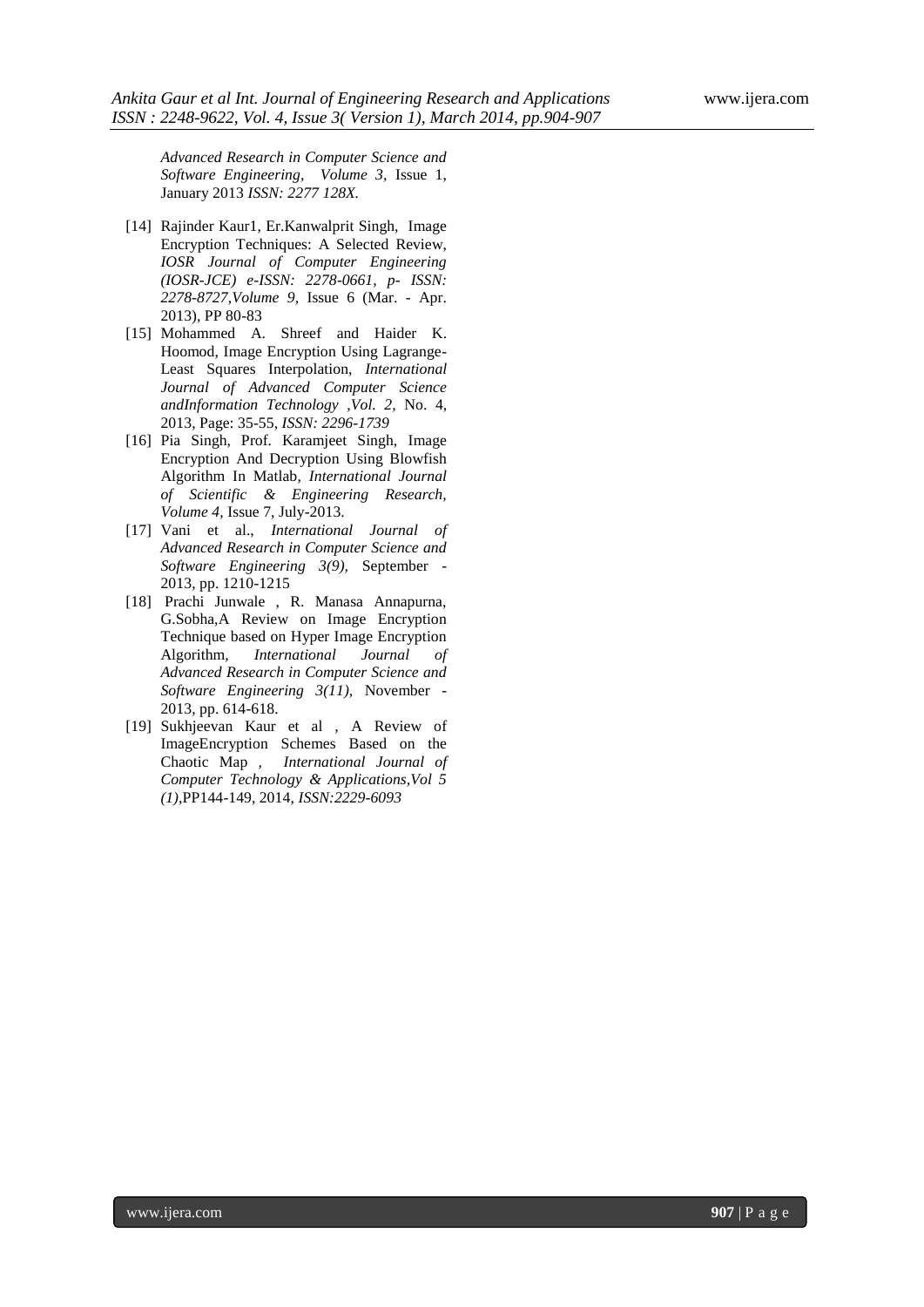*Advanced Research in Computer Science and Software Engineering, Volume 3,* Issue 1, January 2013 *ISSN: 2277 128X.*

[14] Rajinder Kaur1, Er.Kanwalprit Singh, Image Encryption Techniques: A Selected Review, *IOSR Journal of Computer Engineering (IOSR-JCE) e-ISSN: 2278-0661, p- ISSN: 2278-8727,Volume 9,* Issue 6 (Mar. - Apr. 2013), PP 80-83

[15] Mohammed A. Shreef and Haider K. Hoomod, Image Encryption Using Lagrange-Least Squares Interpolation, *International Journal of Advanced Computer Science andInformation Technology ,Vol. 2,* No. 4, 2013, Page: 35-55, *ISSN: 2296-1739*

[16] Pia Singh, Prof. Karamjeet Singh, Image Encryption And Decryption Using Blowfish Algorithm In Matlab, *International Journal of Scientific & Engineering Research, Volume 4,* Issue 7, July-2013.

[17] Vani et al., *International Journal of Advanced Research in Computer Science and Software Engineering 3(9),* September - 2013, pp. 1210-1215

[18] Prachi Junwale , R. Manasa Annapurna, G.Sobha,A Review on Image Encryption Technique based on Hyper Image Encryption Algorithm, *International Journal of Advanced Research in Computer Science and Software Engineering 3(11),* November - 2013, pp. 614-618.

[19] Sukhjeevan Kaur et al , A Review of ImageEncryption Schemes Based on the Chaotic Map , *International Journal of Computer Technology & Applications,Vol 5 (1)*,PP144-149, 2014, *ISSN:2229-6093*